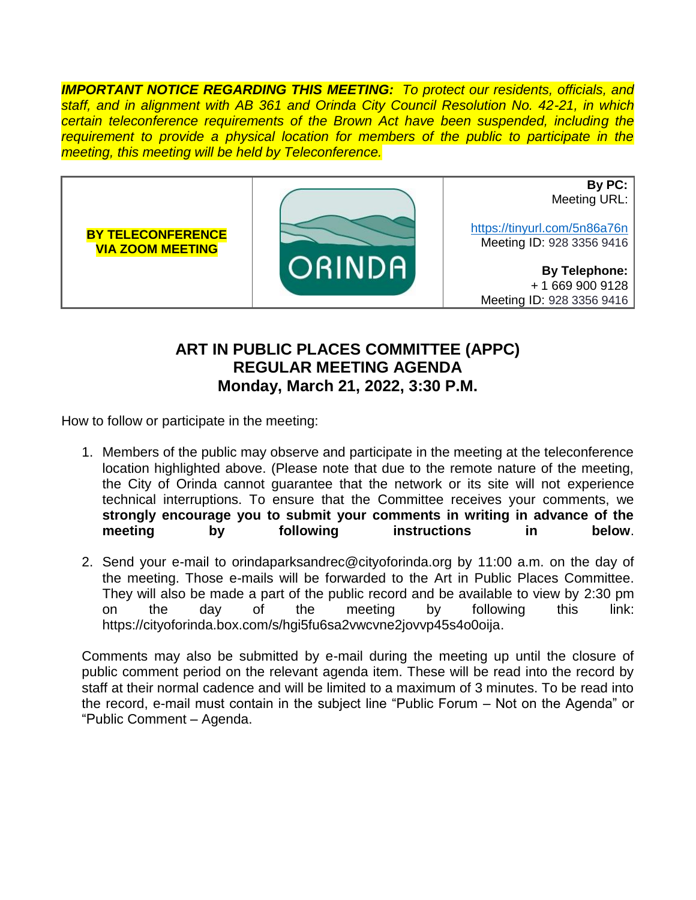***IMPORTANT NOTICE REGARDING THIS MEETING:*** *To protect our residents, officials, and staff, and in alignment with AB 361 and Orinda City Council Resolution No. 42-21, in which certain teleconference requirements of the Brown Act have been suspended, including the requirement to provide a physical location for members of the public to participate in the meeting, this meeting will be held by Teleconference.*

| **BY TELECONFERENCE VIA ZOOM MEETING** | ORINDA | **By PC:** Meeting URL: https://tinyurl.com/5n86a76n Meeting ID: 928 3356 9416 **By Telephone:** + 1 669 900 9128 Meeting ID: 928 3356 9416 |
|---|---|---|

## ART IN PUBLIC PLACES COMMITTEE (APPC)
## REGULAR MEETING AGENDA
## Monday, March 21, 2022, 3:30 P.M.

How to follow or participate in the meeting:

1. Members of the public may observe and participate in the meeting at the teleconference location highlighted above. (Please note that due to the remote nature of the meeting, the City of Orinda cannot guarantee that the network or its site will not experience technical interruptions. To ensure that the Committee receives your comments, we **strongly encourage you to submit your comments in writing in advance of the meeting by following instructions in below**.

2. Send your e-mail to orindaparksandrec@cityoforinda.org by 11:00 a.m. on the day of the meeting. Those e-mails will be forwarded to the Art in Public Places Committee. They will also be made a part of the public record and be available to view by 2:30 pm on the day of the meeting by following this link: https://cityoforinda.box.com/s/hgi5fu6sa2vwcvne2jovvp45s4o0oija.

Comments may also be submitted by e-mail during the meeting up until the closure of public comment period on the relevant agenda item. These will be read into the record by staff at their normal cadence and will be limited to a maximum of 3 minutes. To be read into the record, e-mail must contain in the subject line "Public Forum – Not on the Agenda" or "Public Comment – Agenda.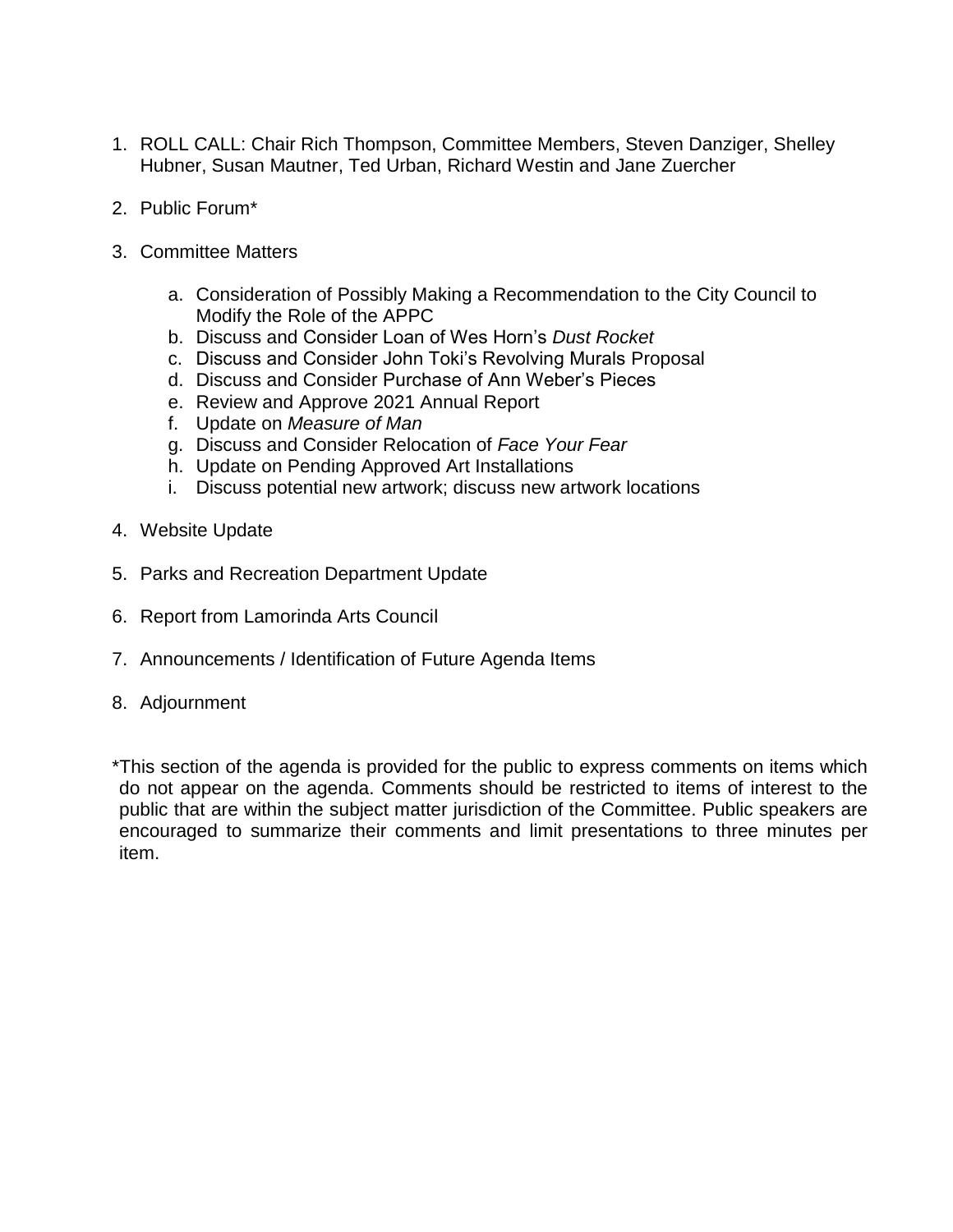1. ROLL CALL: Chair Rich Thompson, Committee Members, Steven Danziger, Shelley Hubner, Susan Mautner, Ted Urban, Richard Westin and Jane Zuercher

2. Public Forum*

3. Committee Matters

   a. Consideration of Possibly Making a Recommendation to the City Council to Modify the Role of the APPC
   b. Discuss and Consider Loan of Wes Horn's *Dust Rocket*
   c. Discuss and Consider John Toki's Revolving Murals Proposal
   d. Discuss and Consider Purchase of Ann Weber's Pieces
   e. Review and Approve 2021 Annual Report
   f. Update on *Measure of Man*
   g. Discuss and Consider Relocation of *Face Your Fear*
   h. Update on Pending Approved Art Installations
   i. Discuss potential new artwork; discuss new artwork locations

4. Website Update

5. Parks and Recreation Department Update

6. Report from Lamorinda Arts Council

7. Announcements / Identification of Future Agenda Items

8. Adjournment

*This section of the agenda is provided for the public to express comments on items which do not appear on the agenda. Comments should be restricted to items of interest to the public that are within the subject matter jurisdiction of the Committee. Public speakers are encouraged to summarize their comments and limit presentations to three minutes per item.